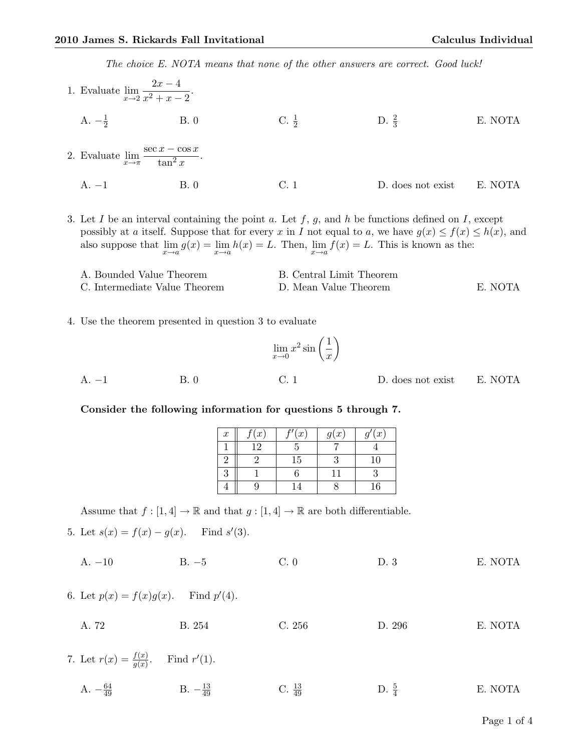*The choice E. NOTA means that none of the other answers are correct. Good luck!*

1. Evaluate $\lim_{x\to 2} \frac{2x-4}{x^2+x-2}$.

   A. $-\frac{1}{2}$ B. 0 C. $\frac{1}{2}$ D. $\frac{2}{3}$ E. NOTA

2. Evaluate $\lim_{x\to \pi} \frac{\sec x - \cos x}{\tan^2 x}$.

   A. $-1$ B. 0 C. 1 D. does not exist E. NOTA

3. Let $I$ be an interval containing the point $a$. Let $f$, $g$, and $h$ be functions defined on $I$, except possibly at $a$ itself. Suppose that for every $x$ in $I$ not equal to $a$, we have $g(x) \le f(x) \le h(x)$, and also suppose that $\lim_{x\to a} g(x) = \lim_{x\to a} h(x) = L$. Then, $\lim_{x\to a} f(x) = L$. This is known as the:

   A. Bounded Value Theorem B. Central Limit Theorem C. Intermediate Value Theorem D. Mean Value Theorem E. NOTA

4. Use the theorem presented in question 3 to evaluate

$$\lim_{x\to 0} x^2 \sin\left(\frac{1}{x}\right)$$

   A. $-1$ B. 0 C. 1 D. does not exist E. NOTA

**Consider the following information for questions 5 through 7.**

| $x$ | $f(x)$ | $f'(x)$ | $g(x)$ | $g'(x)$ |
|---|---|---|---|---|
| 1 | 12 | 5 | 7 | 4 |
| 2 | 2 | 15 | 3 | 10 |
| 3 | 1 | 6 | 11 | 3 |
| 4 | 9 | 14 | 8 | 16 |

Assume that $f : [1,4] \to \mathbb{R}$ and that $g : [1,4] \to \mathbb{R}$ are both differentiable.

5. Let $s(x) = f(x) - g(x)$. Find $s'(3)$.

   A. $-10$ B. $-5$ C. 0 D. 3 E. NOTA

6. Let $p(x) = f(x)g(x)$. Find $p'(4)$.

   A. 72 B. 254 C. 256 D. 296 E. NOTA

7. Let $r(x) = \frac{f(x)}{g(x)}$. Find $r'(1)$.

   A. $-\frac{64}{49}$ B. $-\frac{13}{49}$ C. $\frac{13}{49}$ D. $\frac{5}{4}$ E. NOTA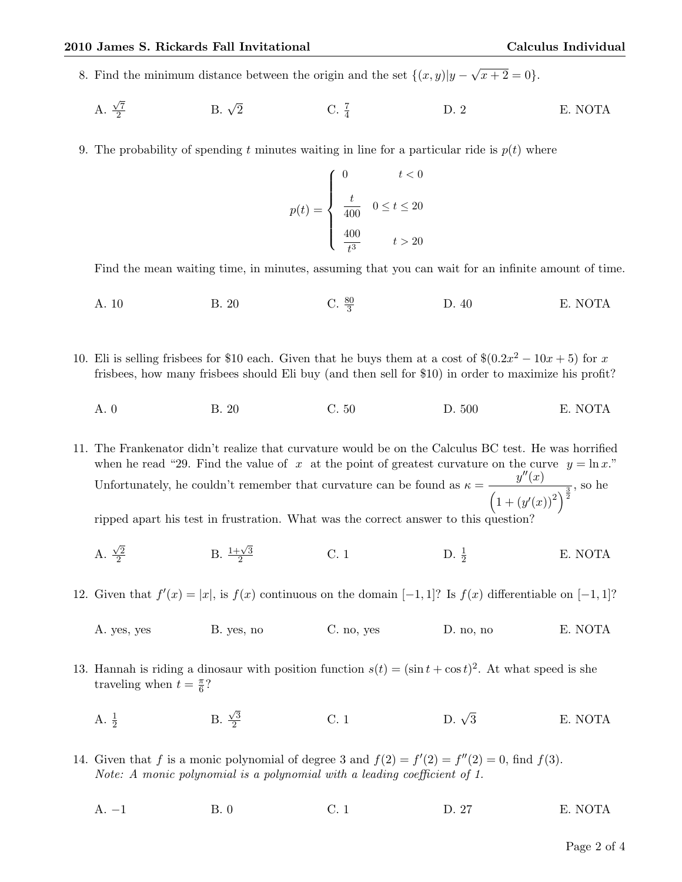8. Find the minimum distance between the origin and the set $\{(x, y) | y - \sqrt{x+2} = 0\}$.

   A. $\frac{\sqrt{7}}{2}$  B. $\sqrt{2}$  C. $\frac{7}{4}$  D. 2  E. NOTA

9. The probability of spending $t$ minutes waiting in line for a particular ride is $p(t)$ where

$$p(t) = \begin{cases} 0 & t < 0 \\ \dfrac{t}{400} & 0 \leq t \leq 20 \\ \dfrac{400}{t^3} & t > 20 \end{cases}$$

   Find the mean waiting time, in minutes, assuming that you can wait for an infinite amount of time.

   A. 10  B. 20  C. $\frac{80}{3}$  D. 40  E. NOTA

10. Eli is selling frisbees for \$10 each. Given that he buys them at a cost of $\$(0.2x^2 - 10x + 5)$ for $x$ frisbees, how many frisbees should Eli buy (and then sell for \$10) in order to maximize his profit?

    A. 0  B. 20  C. 50  D. 500  E. NOTA

11. The Frankenator didn't realize that curvature would be on the Calculus BC test. He was horrified when he read "29. Find the value of $x$ at the point of greatest curvature on the curve $y = \ln x$." Unfortunately, he couldn't remember that curvature can be found as $\kappa = \dfrac{y''(x)}{\left(1 + (y'(x))^2\right)^{\frac{3}{2}}}$, so he ripped apart his test in frustration. What was the correct answer to this question?

    A. $\frac{\sqrt{2}}{2}$  B. $\frac{1+\sqrt{3}}{2}$  C. 1  D. $\frac{1}{2}$  E. NOTA

12. Given that $f'(x) = |x|$, is $f(x)$ continuous on the domain $[-1, 1]$? Is $f(x)$ differentiable on $[-1, 1]$?

    A. yes, yes  B. yes, no  C. no, yes  D. no, no  E. NOTA

13. Hannah is riding a dinosaur with position function $s(t) = (\sin t + \cos t)^2$. At what speed is she traveling when $t = \frac{\pi}{6}$?

    A. $\frac{1}{2}$  B. $\frac{\sqrt{3}}{2}$  C. 1  D. $\sqrt{3}$  E. NOTA

14. Given that $f$ is a monic polynomial of degree 3 and $f(2) = f'(2) = f''(2) = 0$, find $f(3)$.
    *Note: A monic polynomial is a polynomial with a leading coefficient of 1.*

    A. $-1$  B. 0  C. 1  D. 27  E. NOTA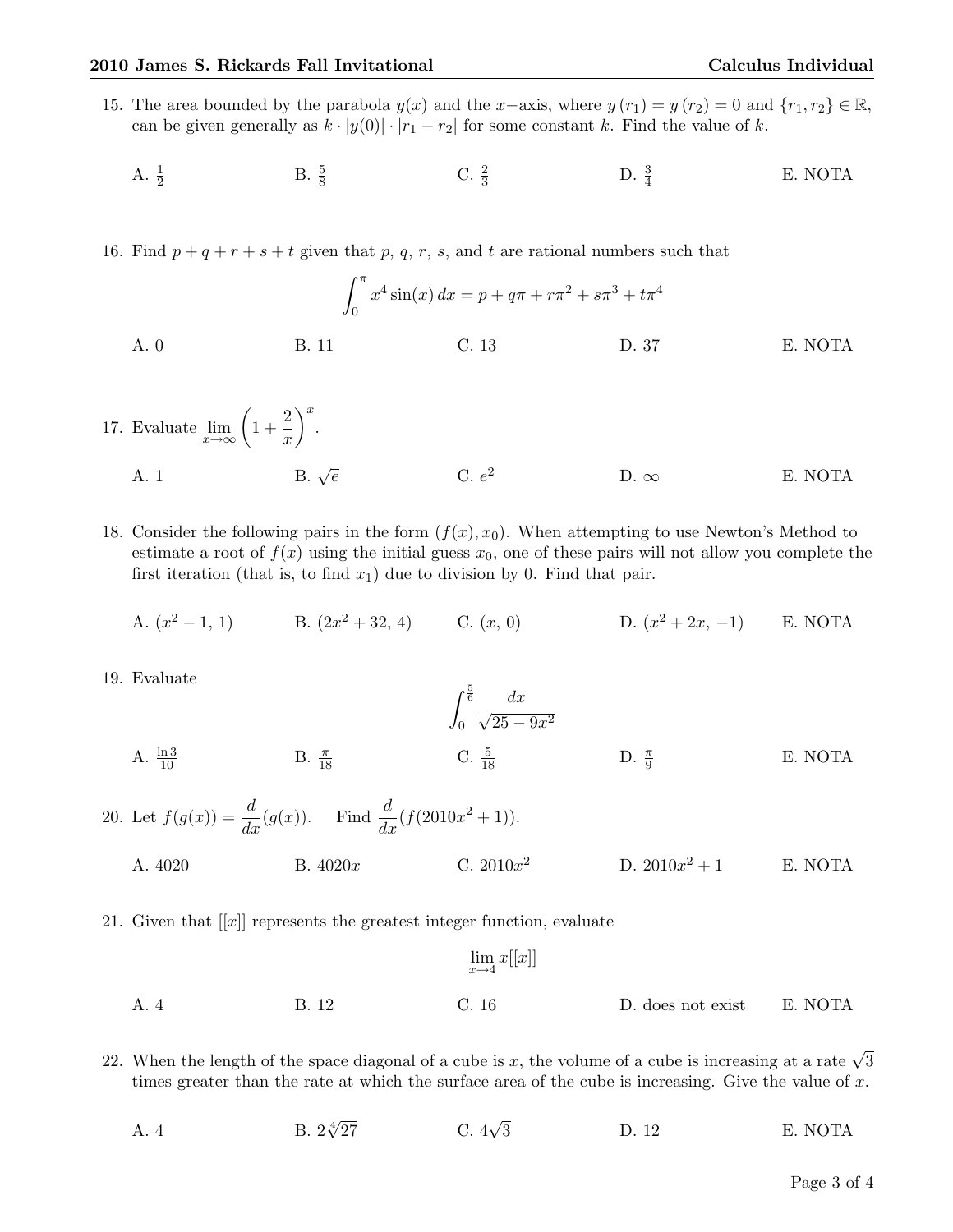15. The area bounded by the parabola $y(x)$ and the $x-$axis, where $y(r_1) = y(r_2) = 0$ and $\{r_1, r_2\} \in \mathbb{R}$, can be given generally as $k \cdot |y(0)| \cdot |r_1 - r_2|$ for some constant $k$. Find the value of $k$.

A. $\frac{1}{2}$ B. $\frac{5}{8}$ C. $\frac{2}{3}$ D. $\frac{3}{4}$ E. NOTA

16. Find $p + q + r + s + t$ given that $p$, $q$, $r$, $s$, and $t$ are rational numbers such that

$$\int_0^{\pi} x^4 \sin(x)\, dx = p + q\pi + r\pi^2 + s\pi^3 + t\pi^4$$

A. 0 B. 11 C. 13 D. 37 E. NOTA

17. Evaluate $\lim_{x\to\infty} \left(1 + \frac{2}{x}\right)^x$.

A. 1 B. $\sqrt{e}$ C. $e^2$ D. $\infty$ E. NOTA

18. Consider the following pairs in the form $(f(x), x_0)$. When attempting to use Newton's Method to estimate a root of $f(x)$ using the initial guess $x_0$, one of these pairs will not allow you complete the first iteration (that is, to find $x_1$) due to division by 0. Find that pair.

A. $(x^2 - 1,\ 1)$ B. $(2x^2 + 32,\ 4)$ C. $(x,\ 0)$ D. $(x^2 + 2x,\ -1)$ E. NOTA

19. Evaluate

$$\int_0^{\frac{5}{6}} \frac{dx}{\sqrt{25 - 9x^2}}$$

A. $\frac{\ln 3}{10}$ B. $\frac{\pi}{18}$ C. $\frac{5}{18}$ D. $\frac{\pi}{9}$ E. NOTA

20. Let $f(g(x)) = \frac{d}{dx}(g(x))$. Find $\frac{d}{dx}(f(2010x^2 + 1))$.

A. 4020 B. $4020x$ C. $2010x^2$ D. $2010x^2 + 1$ E. NOTA

21. Given that $[[x]]$ represents the greatest integer function, evaluate

$$\lim_{x\to 4} x[[x]]$$

A. 4 B. 12 C. 16 D. does not exist E. NOTA

22. When the length of the space diagonal of a cube is $x$, the volume of a cube is increasing at a rate $\sqrt{3}$ times greater than the rate at which the surface area of the cube is increasing. Give the value of $x$.

A. 4 B. $2\sqrt[4]{27}$ C. $4\sqrt{3}$ D. 12 E. NOTA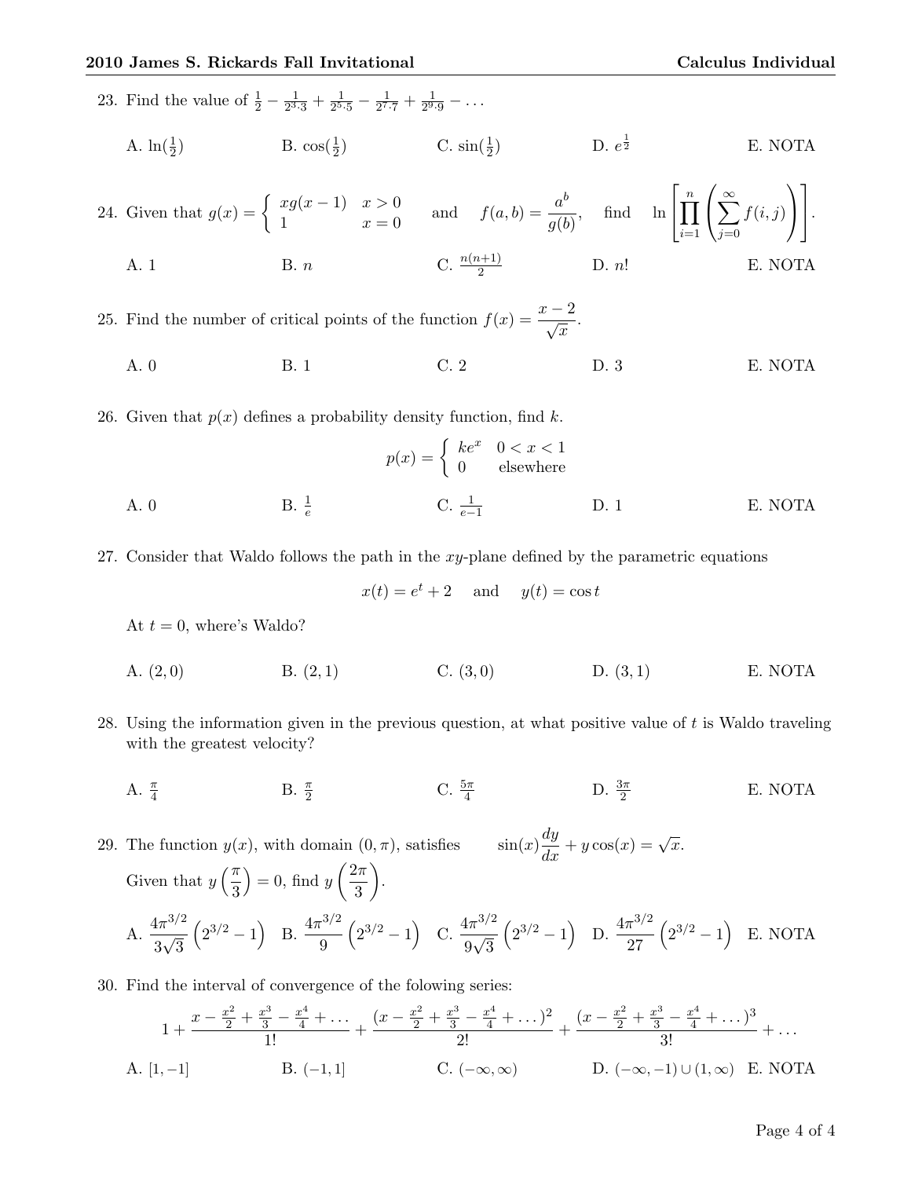23. Find the value of $\frac{1}{2} - \frac{1}{2^3 \cdot 3} + \frac{1}{2^5 \cdot 5} - \frac{1}{2^7 \cdot 7} + \frac{1}{2^9 \cdot 9} - \dots$

A. $\ln(\frac{1}{2})$ B. $\cos(\frac{1}{2})$ C. $\sin(\frac{1}{2})$ D. $e^{\frac{1}{2}}$ E. NOTA

24. Given that $g(x) = \begin{cases} xg(x-1) & x > 0 \\ 1 & x = 0 \end{cases}$ and $f(a,b) = \dfrac{a^b}{g(b)}$, find $\ln\left[\prod_{i=1}^{n}\left(\sum_{j=0}^{\infty} f(i,j)\right)\right]$.

A. 1 B. $n$ C. $\frac{n(n+1)}{2}$ D. $n!$ E. NOTA

25. Find the number of critical points of the function $f(x) = \dfrac{x-2}{\sqrt{x}}$.

A. 0 B. 1 C. 2 D. 3 E. NOTA

26. Given that $p(x)$ defines a probability density function, find $k$.

$$p(x) = \begin{cases} ke^x & 0 < x < 1 \\ 0 & \text{elsewhere} \end{cases}$$

A. 0 B. $\frac{1}{e}$ C. $\frac{1}{e-1}$ D. 1 E. NOTA

27. Consider that Waldo follows the path in the $xy$-plane defined by the parametric equations

$$x(t) = e^t + 2 \quad \text{and} \quad y(t) = \cos t$$

At $t = 0$, where's Waldo?

A. $(2,0)$ B. $(2,1)$ C. $(3,0)$ D. $(3,1)$ E. NOTA

28. Using the information given in the previous question, at what positive value of $t$ is Waldo traveling with the greatest velocity?

A. $\frac{\pi}{4}$ B. $\frac{\pi}{2}$ C. $\frac{5\pi}{4}$ D. $\frac{3\pi}{2}$ E. NOTA

29. The function $y(x)$, with domain $(0, \pi)$, satisfies $\sin(x)\dfrac{dy}{dx} + y\cos(x) = \sqrt{x}$.
Given that $y\left(\dfrac{\pi}{3}\right) = 0$, find $y\left(\dfrac{2\pi}{3}\right)$.

A. $\dfrac{4\pi^{3/2}}{3\sqrt{3}}\left(2^{3/2} - 1\right)$ B. $\dfrac{4\pi^{3/2}}{9}\left(2^{3/2} - 1\right)$ C. $\dfrac{4\pi^{3/2}}{9\sqrt{3}}\left(2^{3/2} - 1\right)$ D. $\dfrac{4\pi^{3/2}}{27}\left(2^{3/2} - 1\right)$ E. NOTA

30. Find the interval of convergence of the folowing series:

$$1 + \frac{x - \frac{x^2}{2} + \frac{x^3}{3} - \frac{x^4}{4} + \dots}{1!} + \frac{(x - \frac{x^2}{2} + \frac{x^3}{3} - \frac{x^4}{4} + \dots)^2}{2!} + \frac{(x - \frac{x^2}{2} + \frac{x^3}{3} - \frac{x^4}{4} + \dots)^3}{3!} + \dots$$

A. $[1, -1]$ B. $(-1, 1]$ C. $(-\infty, \infty)$ D. $(-\infty, -1) \cup (1, \infty)$ E. NOTA